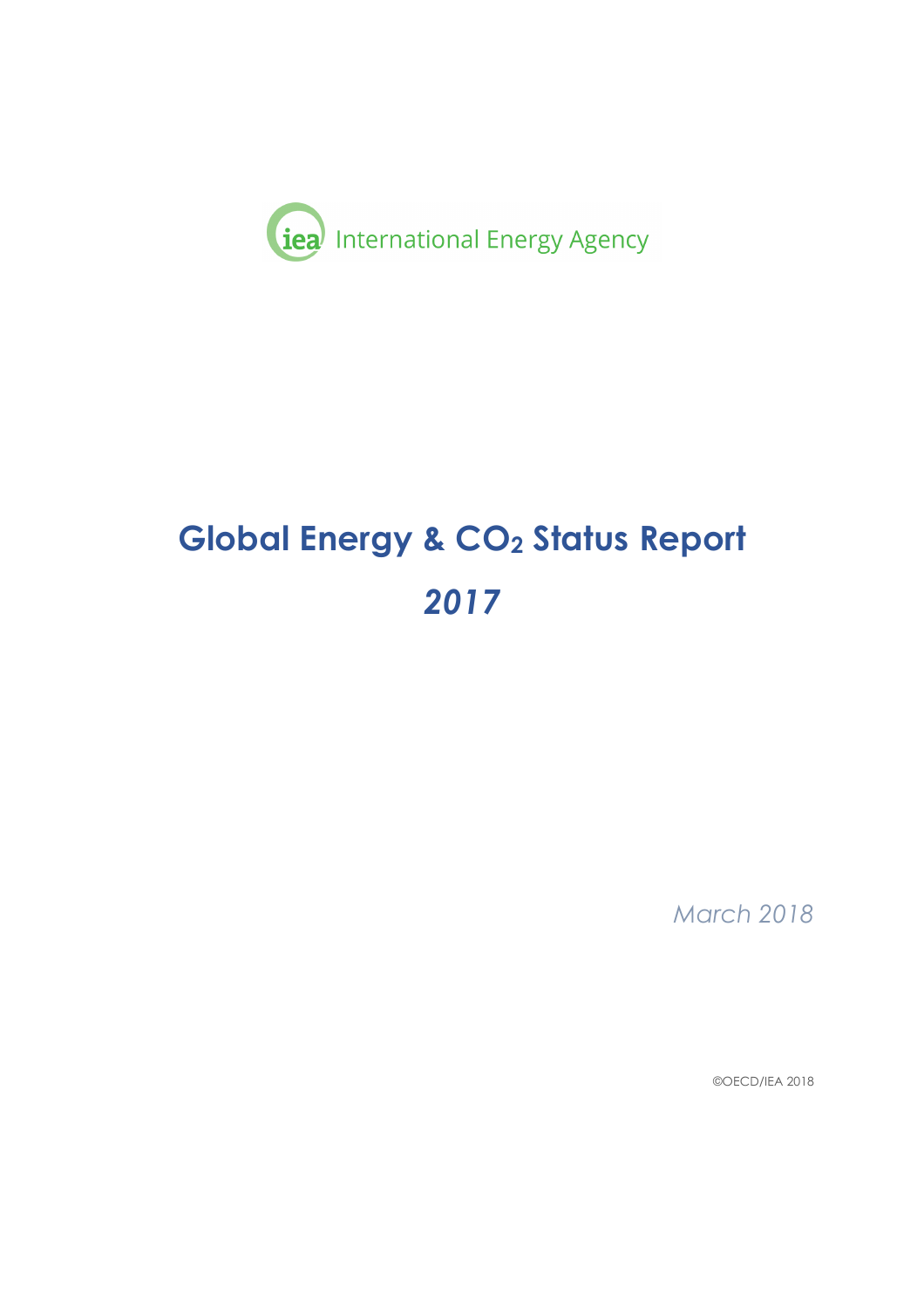International Energy Agency

# Global Energy & $CO_2$ Status Report

## *2017*

*March 2018*

©OECD/IEA 2018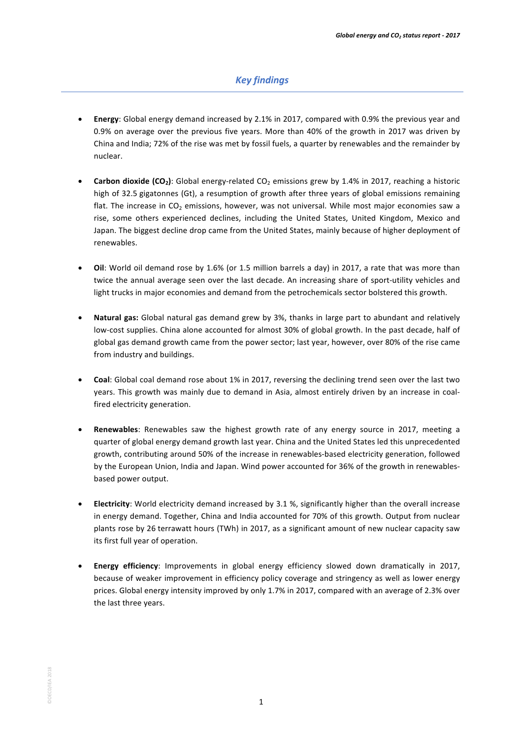## *Key findings*

- **Energy**: Global energy demand increased by 2.1% in 2017, compared with 0.9% the previous year and 0.9% on average over the previous five years. More than 40% of the growth in 2017 was driven by China and India; 72% of the rise was met by fossil fuels, a quarter by renewables and the remainder by nuclear.

- **Carbon dioxide ($CO_2$)**: Global energy-related $CO_2$ emissions grew by 1.4% in 2017, reaching a historic high of 32.5 gigatonnes (Gt), a resumption of growth after three years of global emissions remaining flat. The increase in $CO_2$ emissions, however, was not universal. While most major economies saw a rise, some others experienced declines, including the United States, United Kingdom, Mexico and Japan. The biggest decline drop came from the United States, mainly because of higher deployment of renewables.

- **Oil**: World oil demand rose by 1.6% (or 1.5 million barrels a day) in 2017, a rate that was more than twice the annual average seen over the last decade. An increasing share of sport-utility vehicles and light trucks in major economies and demand from the petrochemicals sector bolstered this growth.

- **Natural gas:** Global natural gas demand grew by 3%, thanks in large part to abundant and relatively low-cost supplies. China alone accounted for almost 30% of global growth. In the past decade, half of global gas demand growth came from the power sector; last year, however, over 80% of the rise came from industry and buildings.

- **Coal**: Global coal demand rose about 1% in 2017, reversing the declining trend seen over the last two years. This growth was mainly due to demand in Asia, almost entirely driven by an increase in coal-fired electricity generation.

- **Renewables**: Renewables saw the highest growth rate of any energy source in 2017, meeting a quarter of global energy demand growth last year. China and the United States led this unprecedented growth, contributing around 50% of the increase in renewables-based electricity generation, followed by the European Union, India and Japan. Wind power accounted for 36% of the growth in renewables-based power output.

- **Electricity**: World electricity demand increased by 3.1 %, significantly higher than the overall increase in energy demand. Together, China and India accounted for 70% of this growth. Output from nuclear plants rose by 26 terrawatt hours (TWh) in 2017, as a significant amount of new nuclear capacity saw its first full year of operation.

- **Energy efficiency**: Improvements in global energy efficiency slowed down dramatically in 2017, because of weaker improvement in efficiency policy coverage and stringency as well as lower energy prices. Global energy intensity improved by only 1.7% in 2017, compared with an average of 2.3% over the last three years.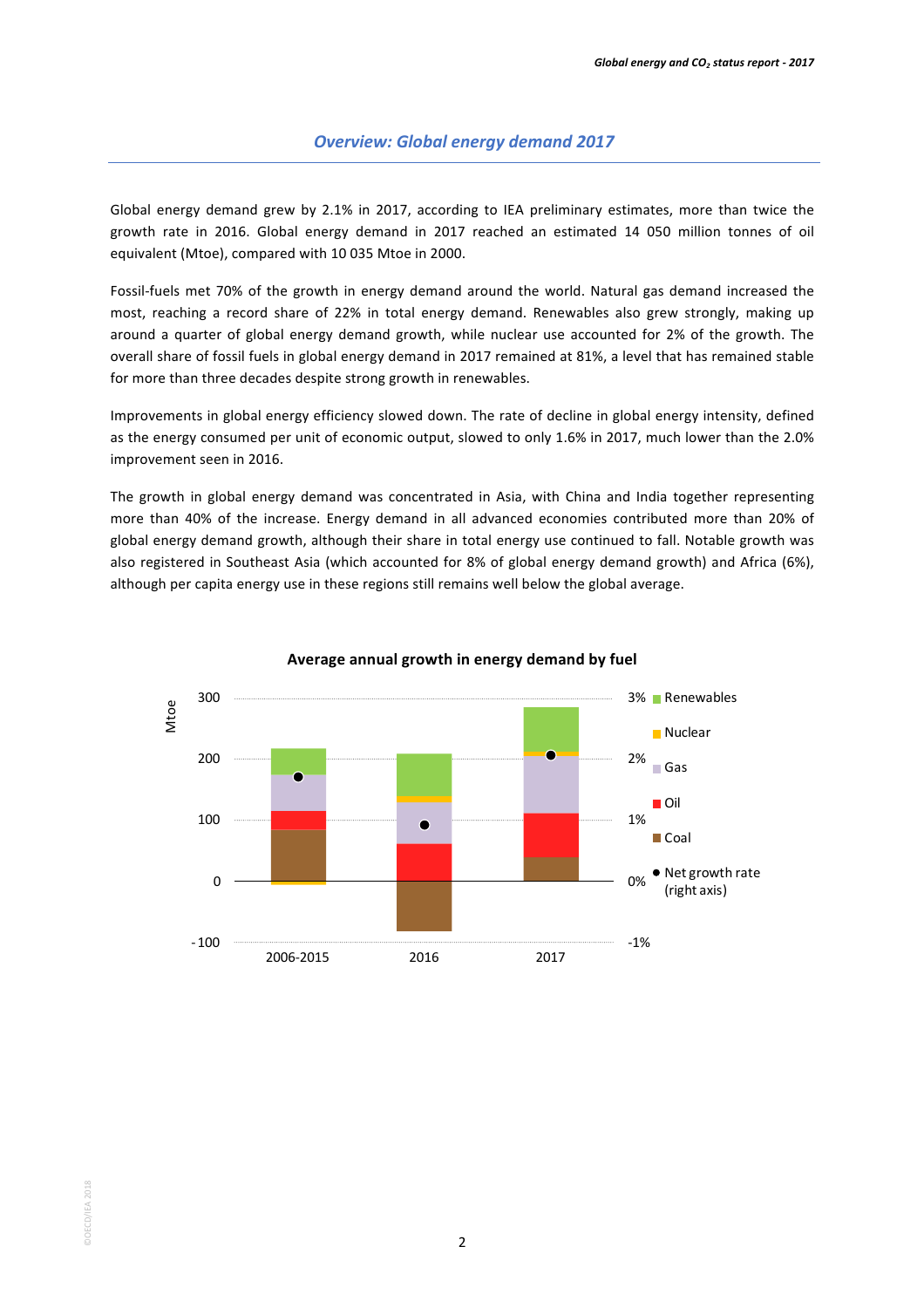## Overview: Global energy demand 2017

Global energy demand grew by 2.1% in 2017, according to IEA preliminary estimates, more than twice the growth rate in 2016. Global energy demand in 2017 reached an estimated 14 050 million tonnes of oil equivalent (Mtoe), compared with 10 035 Mtoe in 2000.

Fossil-fuels met 70% of the growth in energy demand around the world. Natural gas demand increased the most, reaching a record share of 22% in total energy demand. Renewables also grew strongly, making up around a quarter of global energy demand growth, while nuclear use accounted for 2% of the growth. The overall share of fossil fuels in global energy demand in 2017 remained at 81%, a level that has remained stable for more than three decades despite strong growth in renewables.

Improvements in global energy efficiency slowed down. The rate of decline in global energy intensity, defined as the energy consumed per unit of economic output, slowed to only 1.6% in 2017, much lower than the 2.0% improvement seen in 2016.

The growth in global energy demand was concentrated in Asia, with China and India together representing more than 40% of the increase. Energy demand in all advanced economies contributed more than 20% of global energy demand growth, although their share in total energy use continued to fall. Notable growth was also registered in Southeast Asia (which accounted for 8% of global energy demand growth) and Africa (6%), although per capita energy use in these regions still remains well below the global average.

**Average annual growth in energy demand by fuel**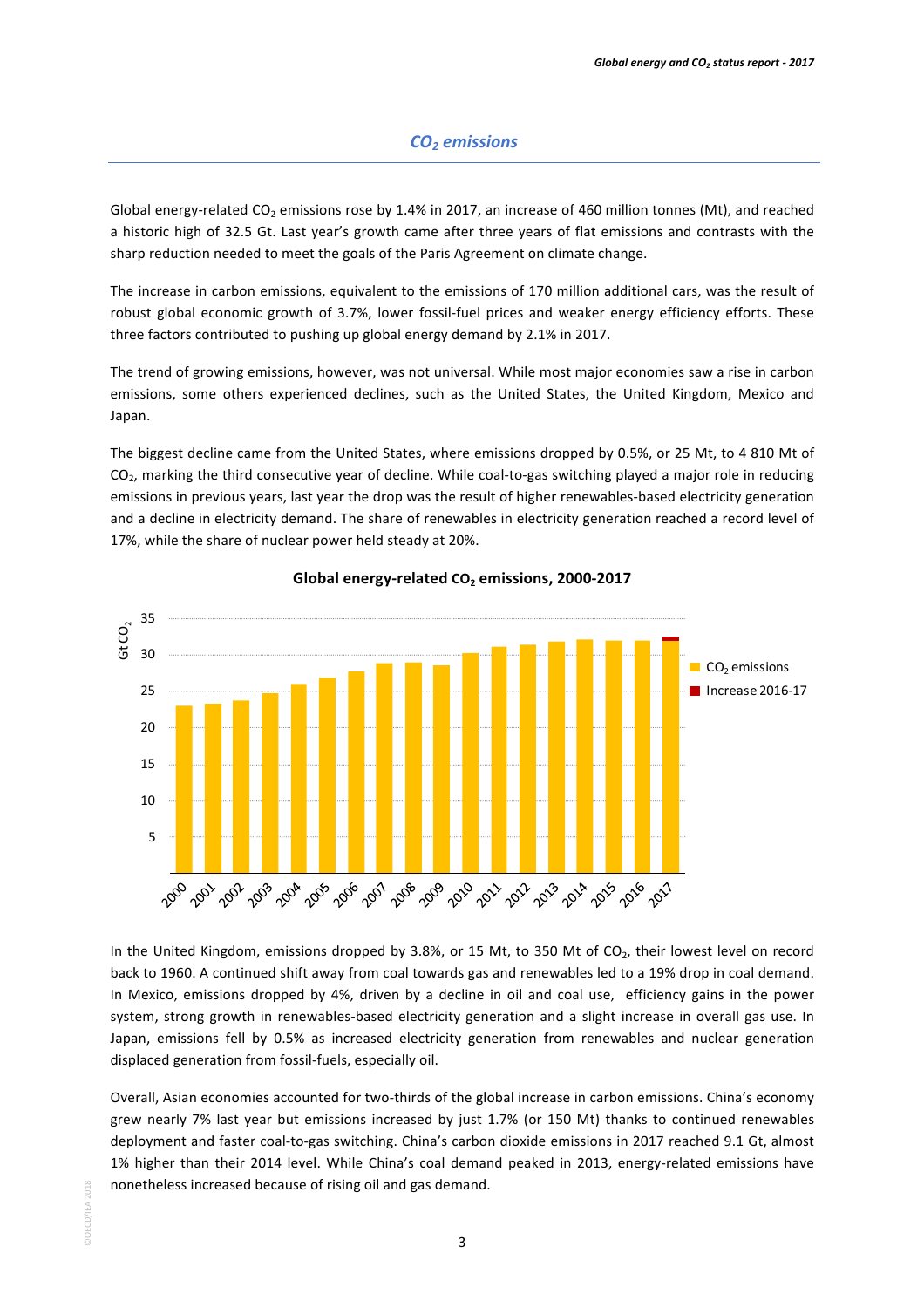## $CO_2$ emissions

Global energy-related $CO_2$ emissions rose by 1.4% in 2017, an increase of 460 million tonnes (Mt), and reached a historic high of 32.5 Gt. Last year's growth came after three years of flat emissions and contrasts with the sharp reduction needed to meet the goals of the Paris Agreement on climate change.

The increase in carbon emissions, equivalent to the emissions of 170 million additional cars, was the result of robust global economic growth of 3.7%, lower fossil-fuel prices and weaker energy efficiency efforts. These three factors contributed to pushing up global energy demand by 2.1% in 2017.

The trend of growing emissions, however, was not universal. While most major economies saw a rise in carbon emissions, some others experienced declines, such as the United States, the United Kingdom, Mexico and Japan.

The biggest decline came from the United States, where emissions dropped by 0.5%, or 25 Mt, to 4 810 Mt of $CO_2$, marking the third consecutive year of decline. While coal-to-gas switching played a major role in reducing emissions in previous years, last year the drop was the result of higher renewables-based electricity generation and a decline in electricity demand. The share of renewables in electricity generation reached a record level of 17%, while the share of nuclear power held steady at 20%.

**Global energy-related $CO_2$ emissions, 2000-2017**

In the United Kingdom, emissions dropped by 3.8%, or 15 Mt, to 350 Mt of $CO_2$, their lowest level on record back to 1960. A continued shift away from coal towards gas and renewables led to a 19% drop in coal demand. In Mexico, emissions dropped by 4%, driven by a decline in oil and coal use, efficiency gains in the power system, strong growth in renewables-based electricity generation and a slight increase in overall gas use. In Japan, emissions fell by 0.5% as increased electricity generation from renewables and nuclear generation displaced generation from fossil-fuels, especially oil.

Overall, Asian economies accounted for two-thirds of the global increase in carbon emissions. China's economy grew nearly 7% last year but emissions increased by just 1.7% (or 150 Mt) thanks to continued renewables deployment and faster coal-to-gas switching. China's carbon dioxide emissions in 2017 reached 9.1 Gt, almost 1% higher than their 2014 level. While China's coal demand peaked in 2013, energy-related emissions have nonetheless increased because of rising oil and gas demand.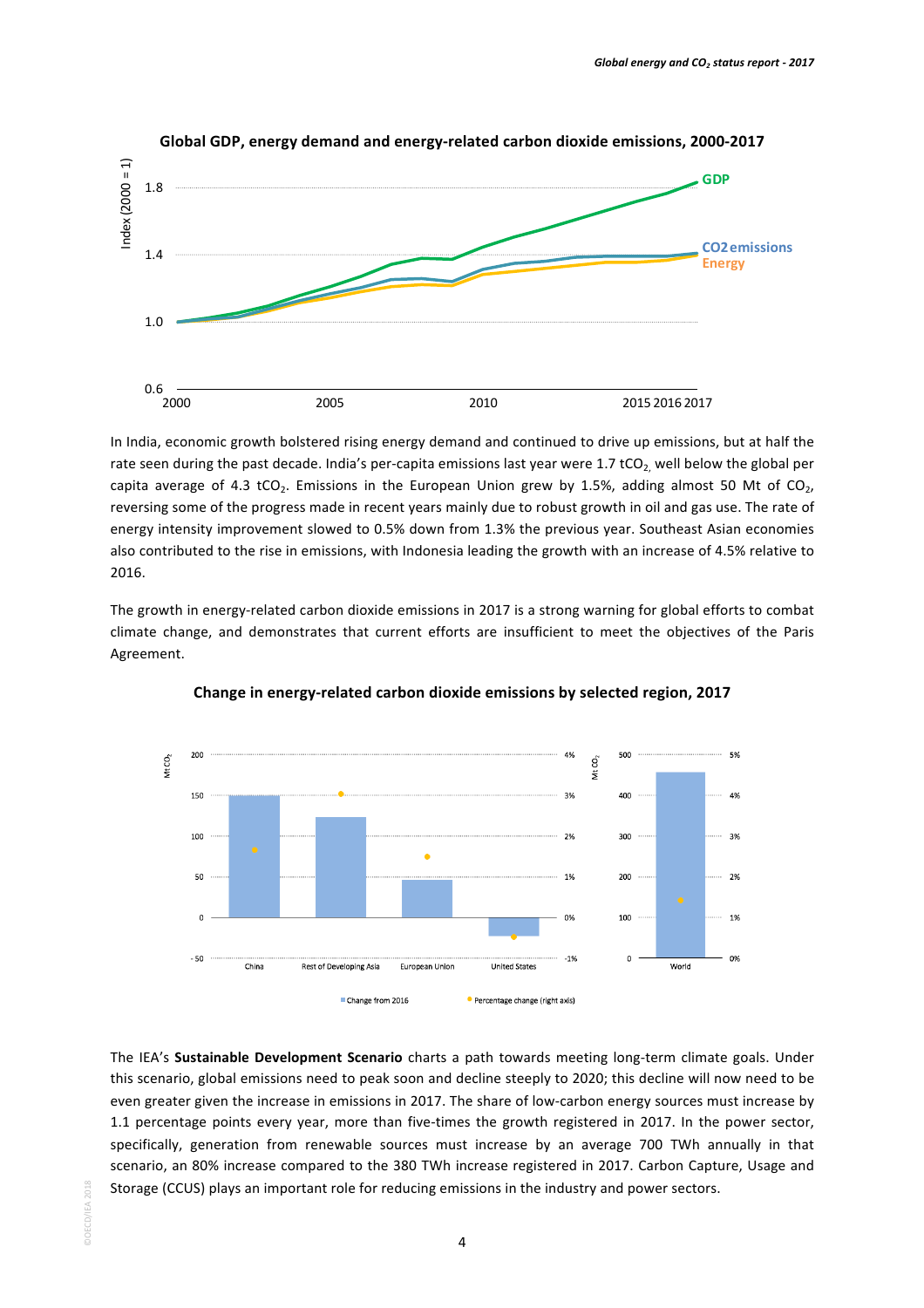**Global GDP, energy demand and energy-related carbon dioxide emissions, 2000-2017**

In India, economic growth bolstered rising energy demand and continued to drive up emissions, but at half the rate seen during the past decade. India's per-capita emissions last year were 1.7 $tCO_2$, well below the global per capita average of 4.3 $tCO_2$. Emissions in the European Union grew by 1.5%, adding almost 50 Mt of $CO_2$, reversing some of the progress made in recent years mainly due to robust growth in oil and gas use. The rate of energy intensity improvement slowed to 0.5% down from 1.3% the previous year. Southeast Asian economies also contributed to the rise in emissions, with Indonesia leading the growth with an increase of 4.5% relative to 2016.

The growth in energy-related carbon dioxide emissions in 2017 is a strong warning for global efforts to combat climate change, and demonstrates that current efforts are insufficient to meet the objectives of the Paris Agreement.

**Change in energy-related carbon dioxide emissions by selected region, 2017**

The IEA's **Sustainable Development Scenario** charts a path towards meeting long-term climate goals. Under this scenario, global emissions need to peak soon and decline steeply to 2020; this decline will now need to be even greater given the increase in emissions in 2017. The share of low-carbon energy sources must increase by 1.1 percentage points every year, more than five-times the growth registered in 2017. In the power sector, specifically, generation from renewable sources must increase by an average 700 TWh annually in that scenario, an 80% increase compared to the 380 TWh increase registered in 2017. Carbon Capture, Usage and Storage (CCUS) plays an important role for reducing emissions in the industry and power sectors.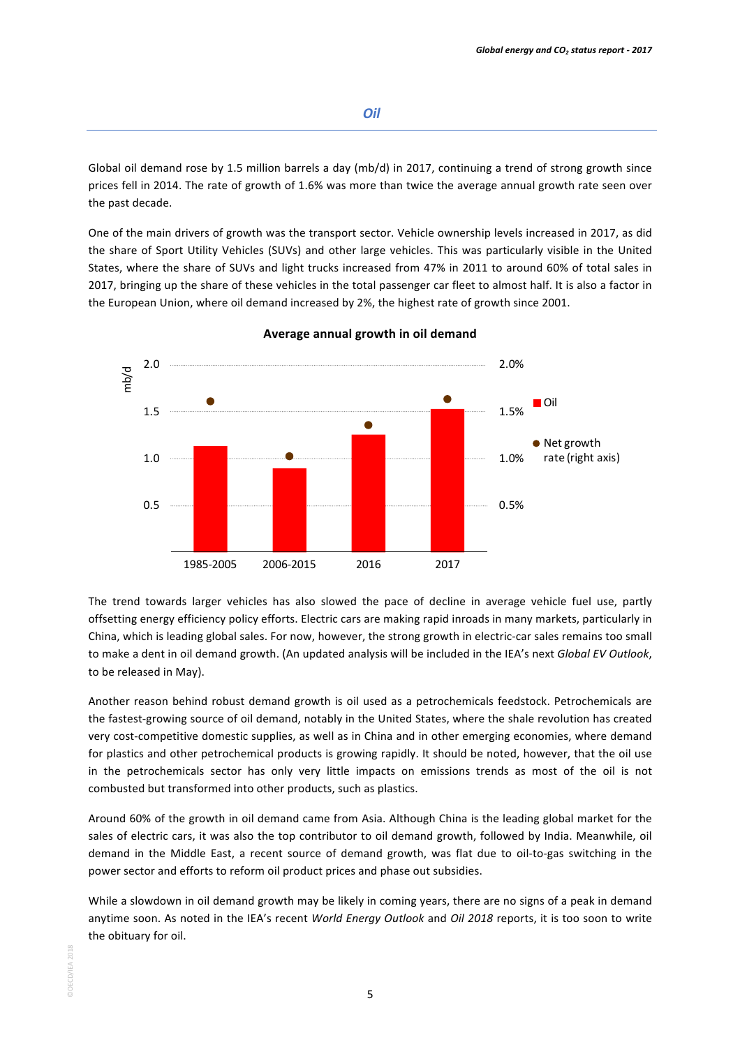## *Oil*

Global oil demand rose by 1.5 million barrels a day (mb/d) in 2017, continuing a trend of strong growth since prices fell in 2014. The rate of growth of 1.6% was more than twice the average annual growth rate seen over the past decade.

One of the main drivers of growth was the transport sector. Vehicle ownership levels increased in 2017, as did the share of Sport Utility Vehicles (SUVs) and other large vehicles. This was particularly visible in the United States, where the share of SUVs and light trucks increased from 47% in 2011 to around 60% of total sales in 2017, bringing up the share of these vehicles in the total passenger car fleet to almost half. It is also a factor in the European Union, where oil demand increased by 2%, the highest rate of growth since 2001.

**Average annual growth in oil demand**

The trend towards larger vehicles has also slowed the pace of decline in average vehicle fuel use, partly offsetting energy efficiency policy efforts. Electric cars are making rapid inroads in many markets, particularly in China, which is leading global sales. For now, however, the strong growth in electric-car sales remains too small to make a dent in oil demand growth. (An updated analysis will be included in the IEA's next *Global EV Outlook*, to be released in May).

Another reason behind robust demand growth is oil used as a petrochemicals feedstock. Petrochemicals are the fastest-growing source of oil demand, notably in the United States, where the shale revolution has created very cost-competitive domestic supplies, as well as in China and in other emerging economies, where demand for plastics and other petrochemical products is growing rapidly. It should be noted, however, that the oil use in the petrochemicals sector has only very little impacts on emissions trends as most of the oil is not combusted but transformed into other products, such as plastics.

Around 60% of the growth in oil demand came from Asia. Although China is the leading global market for the sales of electric cars, it was also the top contributor to oil demand growth, followed by India. Meanwhile, oil demand in the Middle East, a recent source of demand growth, was flat due to oil-to-gas switching in the power sector and efforts to reform oil product prices and phase out subsidies.

While a slowdown in oil demand growth may be likely in coming years, there are no signs of a peak in demand anytime soon. As noted in the IEA's recent *World Energy Outlook* and *Oil 2018* reports, it is too soon to write the obituary for oil.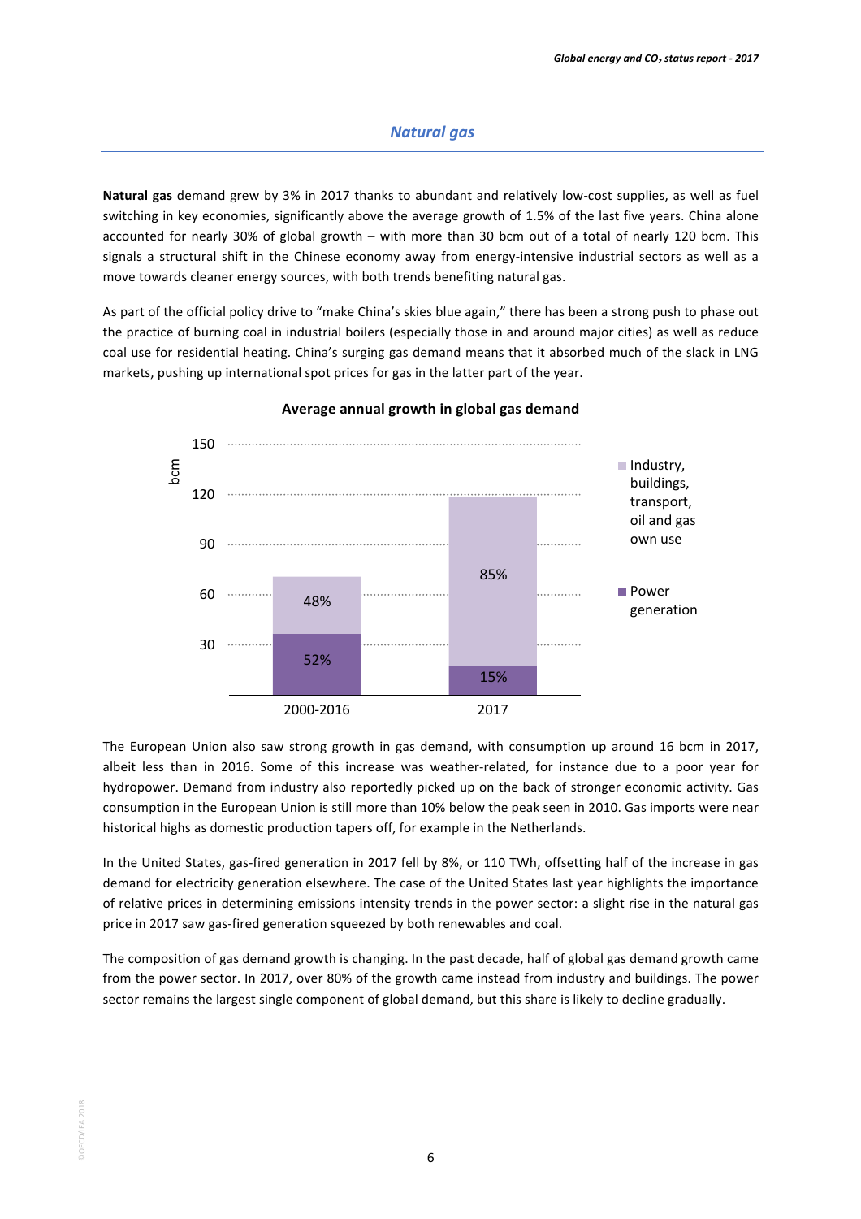## *Natural gas*

**Natural gas** demand grew by 3% in 2017 thanks to abundant and relatively low-cost supplies, as well as fuel switching in key economies, significantly above the average growth of 1.5% of the last five years. China alone accounted for nearly 30% of global growth – with more than 30 bcm out of a total of nearly 120 bcm. This signals a structural shift in the Chinese economy away from energy-intensive industrial sectors as well as a move towards cleaner energy sources, with both trends benefiting natural gas.

As part of the official policy drive to "make China's skies blue again," there has been a strong push to phase out the practice of burning coal in industrial boilers (especially those in and around major cities) as well as reduce coal use for residential heating. China's surging gas demand means that it absorbed much of the slack in LNG markets, pushing up international spot prices for gas in the latter part of the year.

**Average annual growth in global gas demand**

| Period | Power generation | Industry, buildings, transport, oil and gas own use |
| --- | --- | --- |
| 2000-2016 | 52% | 48% |
| 2017 | 15% | 85% |

The European Union also saw strong growth in gas demand, with consumption up around 16 bcm in 2017, albeit less than in 2016. Some of this increase was weather-related, for instance due to a poor year for hydropower. Demand from industry also reportedly picked up on the back of stronger economic activity. Gas consumption in the European Union is still more than 10% below the peak seen in 2010. Gas imports were near historical highs as domestic production tapers off, for example in the Netherlands.

In the United States, gas-fired generation in 2017 fell by 8%, or 110 TWh, offsetting half of the increase in gas demand for electricity generation elsewhere. The case of the United States last year highlights the importance of relative prices in determining emissions intensity trends in the power sector: a slight rise in the natural gas price in 2017 saw gas-fired generation squeezed by both renewables and coal.

The composition of gas demand growth is changing. In the past decade, half of global gas demand growth came from the power sector. In 2017, over 80% of the growth came instead from industry and buildings. The power sector remains the largest single component of global demand, but this share is likely to decline gradually.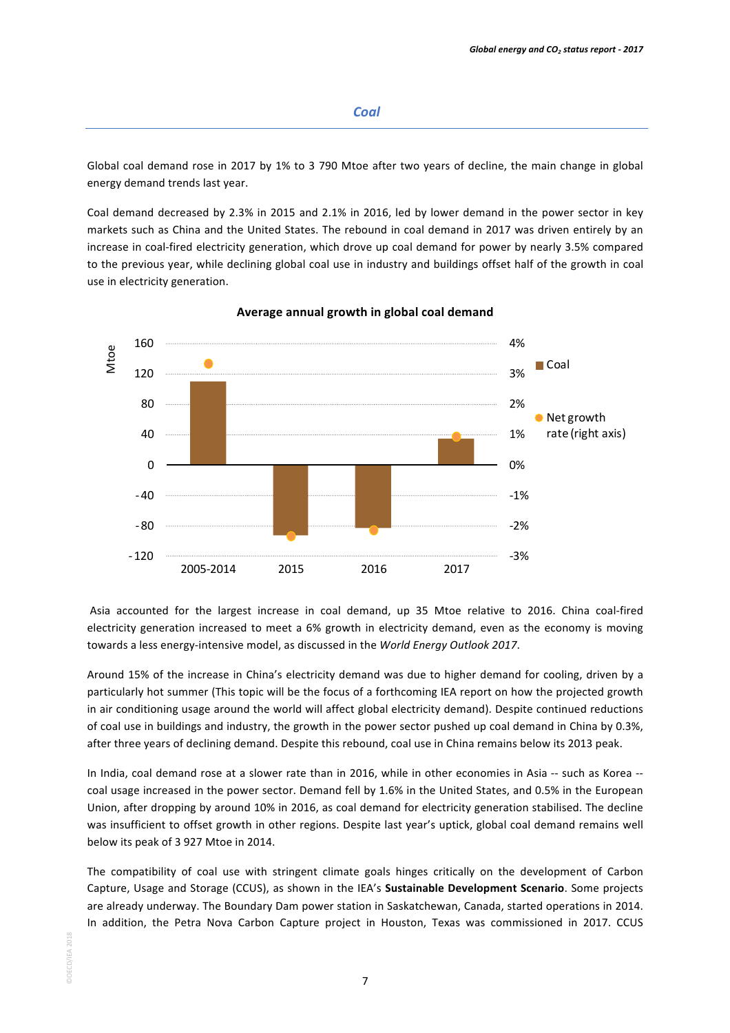## Coal

Global coal demand rose in 2017 by 1% to 3 790 Mtoe after two years of decline, the main change in global energy demand trends last year.

Coal demand decreased by 2.3% in 2015 and 2.1% in 2016, led by lower demand in the power sector in key markets such as China and the United States. The rebound in coal demand in 2017 was driven entirely by an increase in coal-fired electricity generation, which drove up coal demand for power by nearly 3.5% compared to the previous year, while declining global coal use in industry and buildings offset half of the growth in coal use in electricity generation.

**Average annual growth in global coal demand**

Asia accounted for the largest increase in coal demand, up 35 Mtoe relative to 2016. China coal-fired electricity generation increased to meet a 6% growth in electricity demand, even as the economy is moving towards a less energy-intensive model, as discussed in the *World Energy Outlook 2017*.

Around 15% of the increase in China's electricity demand was due to higher demand for cooling, driven by a particularly hot summer (This topic will be the focus of a forthcoming IEA report on how the projected growth in air conditioning usage around the world will affect global electricity demand). Despite continued reductions of coal use in buildings and industry, the growth in the power sector pushed up coal demand in China by 0.3%, after three years of declining demand. Despite this rebound, coal use in China remains below its 2013 peak.

In India, coal demand rose at a slower rate than in 2016, while in other economies in Asia -- such as Korea -- coal usage increased in the power sector. Demand fell by 1.6% in the United States, and 0.5% in the European Union, after dropping by around 10% in 2016, as coal demand for electricity generation stabilised. The decline was insufficient to offset growth in other regions. Despite last year's uptick, global coal demand remains well below its peak of 3 927 Mtoe in 2014.

The compatibility of coal use with stringent climate goals hinges critically on the development of Carbon Capture, Usage and Storage (CCUS), as shown in the IEA's **Sustainable Development Scenario**. Some projects are already underway. The Boundary Dam power station in Saskatchewan, Canada, started operations in 2014. In addition, the Petra Nova Carbon Capture project in Houston, Texas was commissioned in 2017. CCUS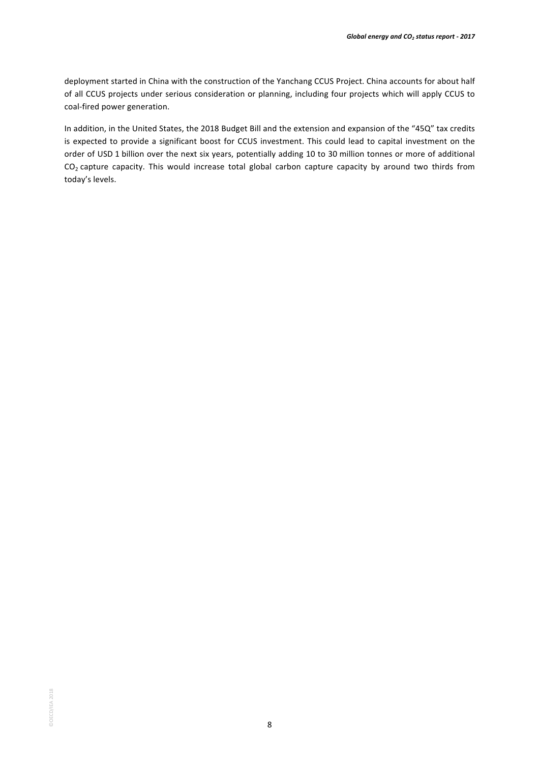deployment started in China with the construction of the Yanchang CCUS Project. China accounts for about half of all CCUS projects under serious consideration or planning, including four projects which will apply CCUS to coal-fired power generation.

In addition, in the United States, the 2018 Budget Bill and the extension and expansion of the "45Q" tax credits is expected to provide a significant boost for CCUS investment. This could lead to capital investment on the order of USD 1 billion over the next six years, potentially adding 10 to 30 million tonnes or more of additional $CO_2$ capture capacity. This would increase total global carbon capture capacity by around two thirds from today's levels.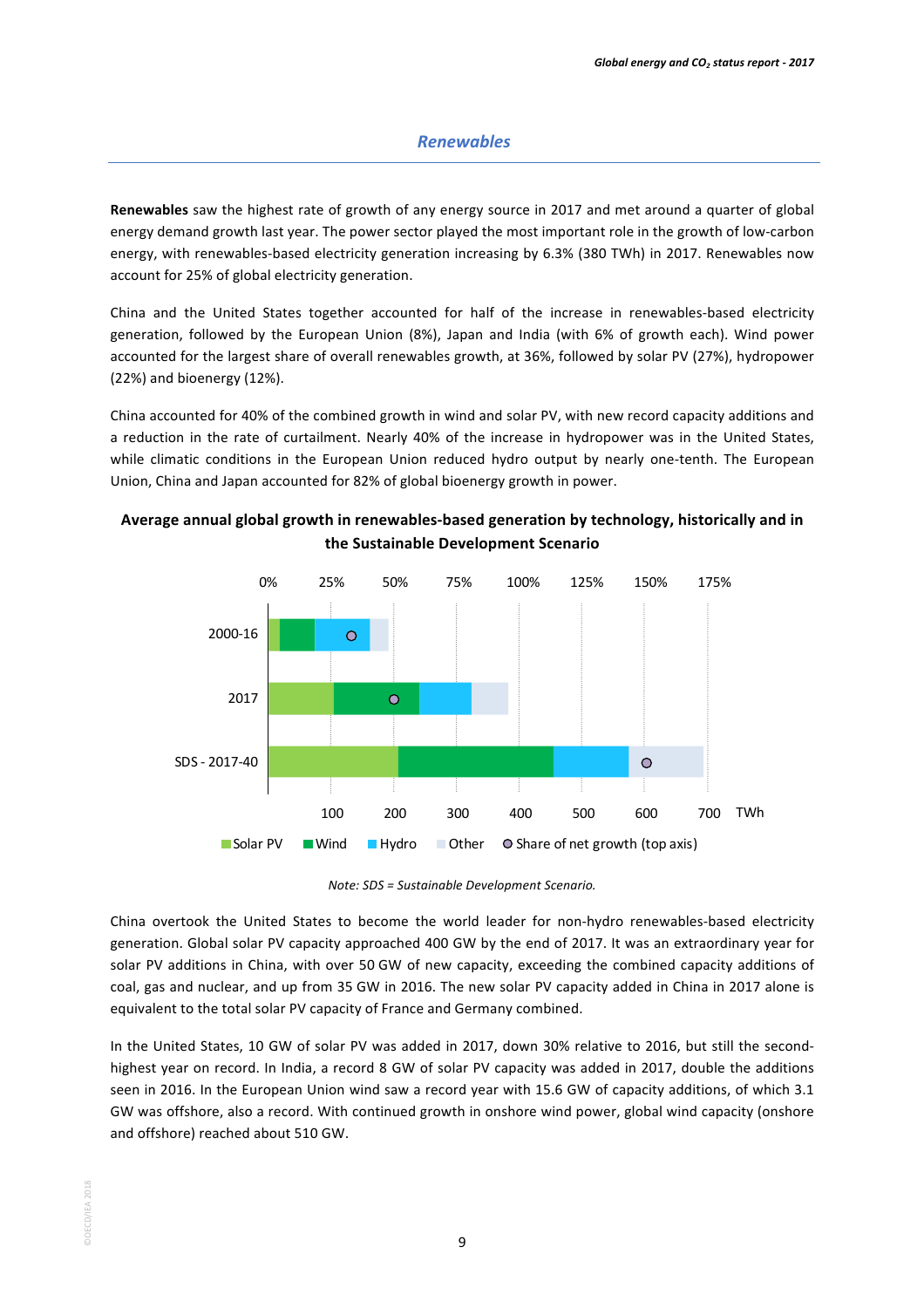## *Renewables*

**Renewables** saw the highest rate of growth of any energy source in 2017 and met around a quarter of global energy demand growth last year. The power sector played the most important role in the growth of low-carbon energy, with renewables-based electricity generation increasing by 6.3% (380 TWh) in 2017. Renewables now account for 25% of global electricity generation.

China and the United States together accounted for half of the increase in renewables-based electricity generation, followed by the European Union (8%), Japan and India (with 6% of growth each). Wind power accounted for the largest share of overall renewables growth, at 36%, followed by solar PV (27%), hydropower (22%) and bioenergy (12%).

China accounted for 40% of the combined growth in wind and solar PV, with new record capacity additions and a reduction in the rate of curtailment. Nearly 40% of the increase in hydropower was in the United States, while climatic conditions in the European Union reduced hydro output by nearly one-tenth. The European Union, China and Japan accounted for 82% of global bioenergy growth in power.

**Average annual global growth in renewables-based generation by technology, historically and in the Sustainable Development Scenario**

*Note: SDS = Sustainable Development Scenario.*

China overtook the United States to become the world leader for non-hydro renewables-based electricity generation. Global solar PV capacity approached 400 GW by the end of 2017. It was an extraordinary year for solar PV additions in China, with over 50 GW of new capacity, exceeding the combined capacity additions of coal, gas and nuclear, and up from 35 GW in 2016. The new solar PV capacity added in China in 2017 alone is equivalent to the total solar PV capacity of France and Germany combined.

In the United States, 10 GW of solar PV was added in 2017, down 30% relative to 2016, but still the second-highest year on record. In India, a record 8 GW of solar PV capacity was added in 2017, double the additions seen in 2016. In the European Union wind saw a record year with 15.6 GW of capacity additions, of which 3.1 GW was offshore, also a record. With continued growth in onshore wind power, global wind capacity (onshore and offshore) reached about 510 GW.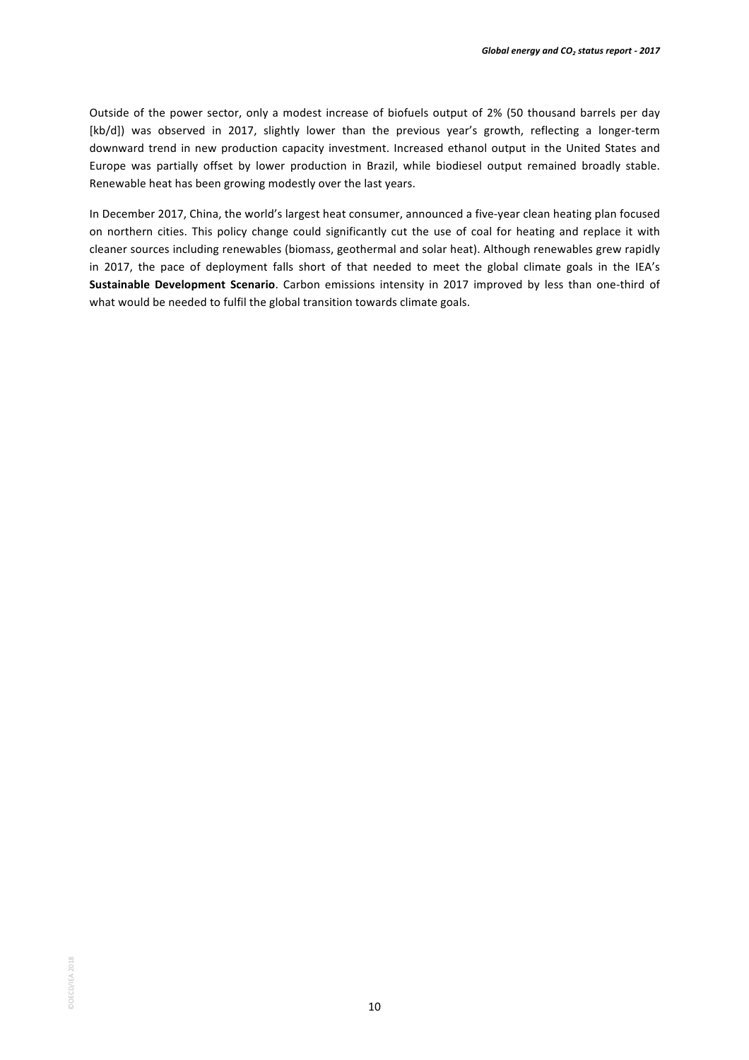Outside of the power sector, only a modest increase of biofuels output of 2% (50 thousand barrels per day [kb/d]) was observed in 2017, slightly lower than the previous year's growth, reflecting a longer-term downward trend in new production capacity investment. Increased ethanol output in the United States and Europe was partially offset by lower production in Brazil, while biodiesel output remained broadly stable. Renewable heat has been growing modestly over the last years.

In December 2017, China, the world's largest heat consumer, announced a five-year clean heating plan focused on northern cities. This policy change could significantly cut the use of coal for heating and replace it with cleaner sources including renewables (biomass, geothermal and solar heat). Although renewables grew rapidly in 2017, the pace of deployment falls short of that needed to meet the global climate goals in the IEA's **Sustainable Development Scenario**. Carbon emissions intensity in 2017 improved by less than one-third of what would be needed to fulfil the global transition towards climate goals.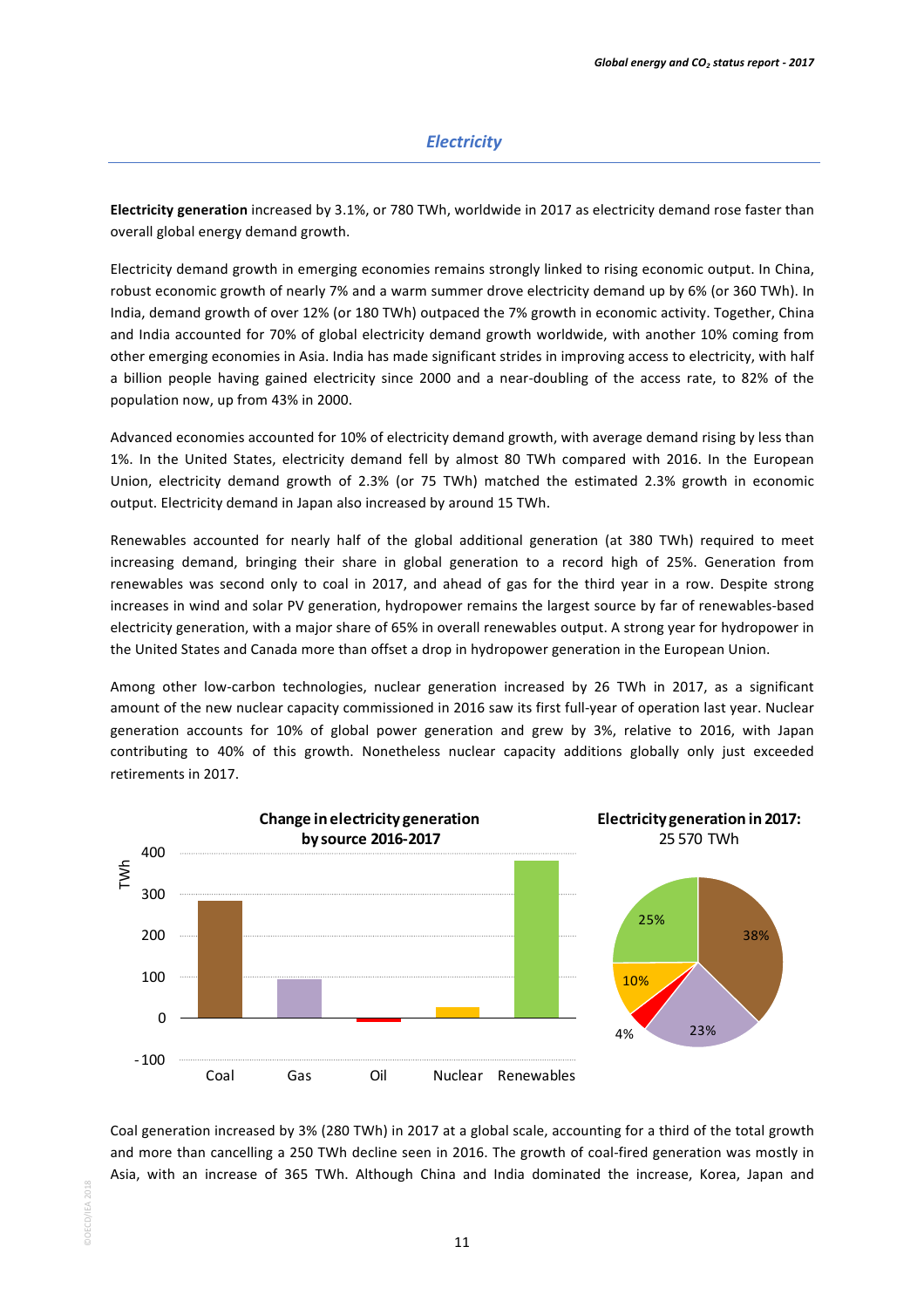## Electricity

**Electricity generation** increased by 3.1%, or 780 TWh, worldwide in 2017 as electricity demand rose faster than overall global energy demand growth.

Electricity demand growth in emerging economies remains strongly linked to rising economic output. In China, robust economic growth of nearly 7% and a warm summer drove electricity demand up by 6% (or 360 TWh). In India, demand growth of over 12% (or 180 TWh) outpaced the 7% growth in economic activity. Together, China and India accounted for 70% of global electricity demand growth worldwide, with another 10% coming from other emerging economies in Asia. India has made significant strides in improving access to electricity, with half a billion people having gained electricity since 2000 and a near-doubling of the access rate, to 82% of the population now, up from 43% in 2000.

Advanced economies accounted for 10% of electricity demand growth, with average demand rising by less than 1%. In the United States, electricity demand fell by almost 80 TWh compared with 2016. In the European Union, electricity demand growth of 2.3% (or 75 TWh) matched the estimated 2.3% growth in economic output. Electricity demand in Japan also increased by around 15 TWh.

Renewables accounted for nearly half of the global additional generation (at 380 TWh) required to meet increasing demand, bringing their share in global generation to a record high of 25%. Generation from renewables was second only to coal in 2017, and ahead of gas for the third year in a row. Despite strong increases in wind and solar PV generation, hydropower remains the largest source by far of renewables-based electricity generation, with a major share of 65% in overall renewables output. A strong year for hydropower in the United States and Canada more than offset a drop in hydropower generation in the European Union.

Among other low-carbon technologies, nuclear generation increased by 26 TWh in 2017, as a significant amount of the new nuclear capacity commissioned in 2016 saw its first full-year of operation last year. Nuclear generation accounts for 10% of global power generation and grew by 3%, relative to 2016, with Japan contributing to 40% of this growth. Nonetheless nuclear capacity additions globally only just exceeded retirements in 2017.

**Change in electricity generation by source 2016-2017**

| Source | Change (TWh) |
| --- | --- |
| Coal | ~285 |
| Gas | ~95 |
| Oil | ~-10 |
| Nuclear | ~26 |
| Renewables | ~380 |

**Electricity generation in 2017:** 25 570 TWh

| Source | Share |
| --- | --- |
| Coal | 38% |
| Gas | 23% |
| Oil | 4% |
| Nuclear | 10% |
| Renewables | 25% |

Coal generation increased by 3% (280 TWh) in 2017 at a global scale, accounting for a third of the total growth and more than cancelling a 250 TWh decline seen in 2016. The growth of coal-fired generation was mostly in Asia, with an increase of 365 TWh. Although China and India dominated the increase, Korea, Japan and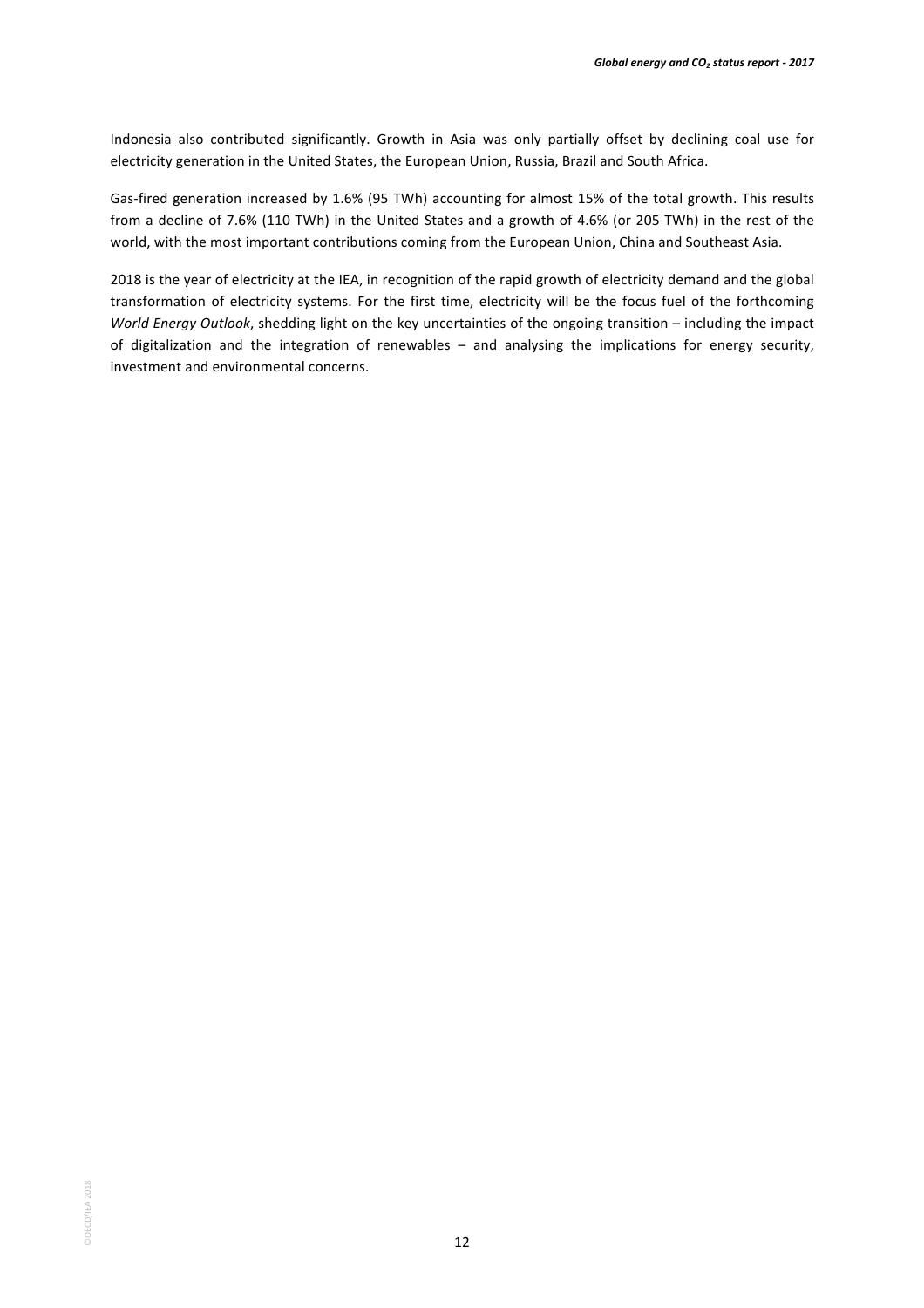Indonesia also contributed significantly. Growth in Asia was only partially offset by declining coal use for electricity generation in the United States, the European Union, Russia, Brazil and South Africa.

Gas-fired generation increased by 1.6% (95 TWh) accounting for almost 15% of the total growth. This results from a decline of 7.6% (110 TWh) in the United States and a growth of 4.6% (or 205 TWh) in the rest of the world, with the most important contributions coming from the European Union, China and Southeast Asia.

2018 is the year of electricity at the IEA, in recognition of the rapid growth of electricity demand and the global transformation of electricity systems. For the first time, electricity will be the focus fuel of the forthcoming *World Energy Outlook*, shedding light on the key uncertainties of the ongoing transition – including the impact of digitalization and the integration of renewables – and analysing the implications for energy security, investment and environmental concerns.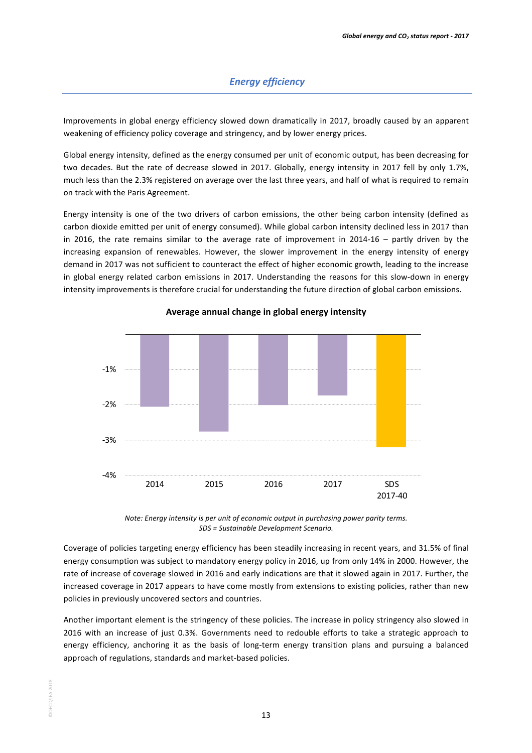## *Energy efficiency*

Improvements in global energy efficiency slowed down dramatically in 2017, broadly caused by an apparent weakening of efficiency policy coverage and stringency, and by lower energy prices.

Global energy intensity, defined as the energy consumed per unit of economic output, has been decreasing for two decades. But the rate of decrease slowed in 2017. Globally, energy intensity in 2017 fell by only 1.7%, much less than the 2.3% registered on average over the last three years, and half of what is required to remain on track with the Paris Agreement.

Energy intensity is one of the two drivers of carbon emissions, the other being carbon intensity (defined as carbon dioxide emitted per unit of energy consumed). While global carbon intensity declined less in 2017 than in 2016, the rate remains similar to the average rate of improvement in 2014-16 – partly driven by the increasing expansion of renewables. However, the slower improvement in the energy intensity of energy demand in 2017 was not sufficient to counteract the effect of higher economic growth, leading to the increase in global energy related carbon emissions in 2017. Understanding the reasons for this slow-down in energy intensity improvements is therefore crucial for understanding the future direction of global carbon emissions.

**Average annual change in global energy intensity**

*Note: Energy intensity is per unit of economic output in purchasing power parity terms.*
*SDS = Sustainable Development Scenario.*

Coverage of policies targeting energy efficiency has been steadily increasing in recent years, and 31.5% of final energy consumption was subject to mandatory energy policy in 2016, up from only 14% in 2000. However, the rate of increase of coverage slowed in 2016 and early indications are that it slowed again in 2017. Further, the increased coverage in 2017 appears to have come mostly from extensions to existing policies, rather than new policies in previously uncovered sectors and countries.

Another important element is the stringency of these policies. The increase in policy stringency also slowed in 2016 with an increase of just 0.3%. Governments need to redouble efforts to take a strategic approach to energy efficiency, anchoring it as the basis of long-term energy transition plans and pursuing a balanced approach of regulations, standards and market-based policies.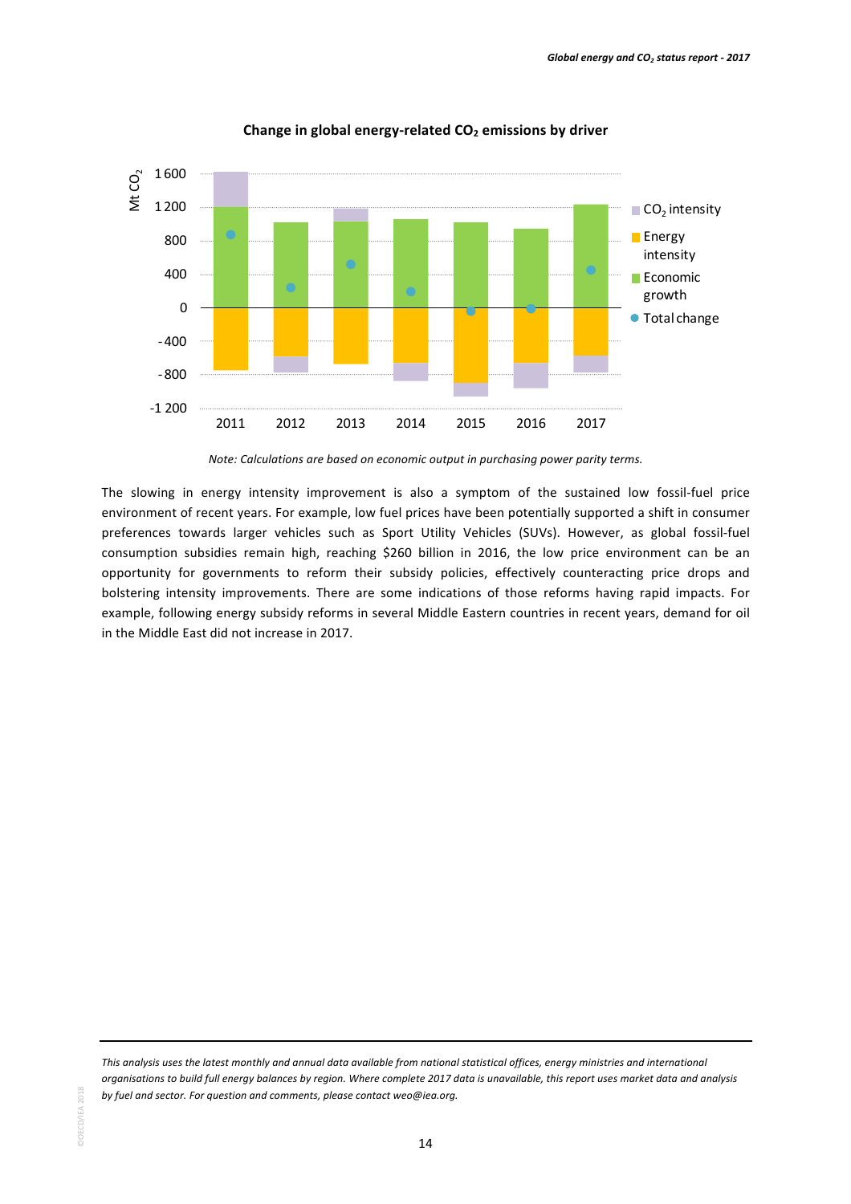**Change in global energy-related $CO_2$ emissions by driver**

Mt $CO_2$

1 600
1 200
800
400
0
-400
-800
-1 200

2011 2012 2013 2014 2015 2016 2017

$CO_2$ intensity
Energy intensity
Economic growth
Total change

*Note: Calculations are based on economic output in purchasing power parity terms.*

The slowing in energy intensity improvement is also a symptom of the sustained low fossil-fuel price environment of recent years. For example, low fuel prices have been potentially supported a shift in consumer preferences towards larger vehicles such as Sport Utility Vehicles (SUVs). However, as global fossil-fuel consumption subsidies remain high, reaching \$260 billion in 2016, the low price environment can be an opportunity for governments to reform their subsidy policies, effectively counteracting price drops and bolstering intensity improvements. There are some indications of those reforms having rapid impacts. For example, following energy subsidy reforms in several Middle Eastern countries in recent years, demand for oil in the Middle East did not increase in 2017.

*This analysis uses the latest monthly and annual data available from national statistical offices, energy ministries and international organisations to build full energy balances by region. Where complete 2017 data is unavailable, this report uses market data and analysis by fuel and sector. For question and comments, please contact weo@iea.org.*